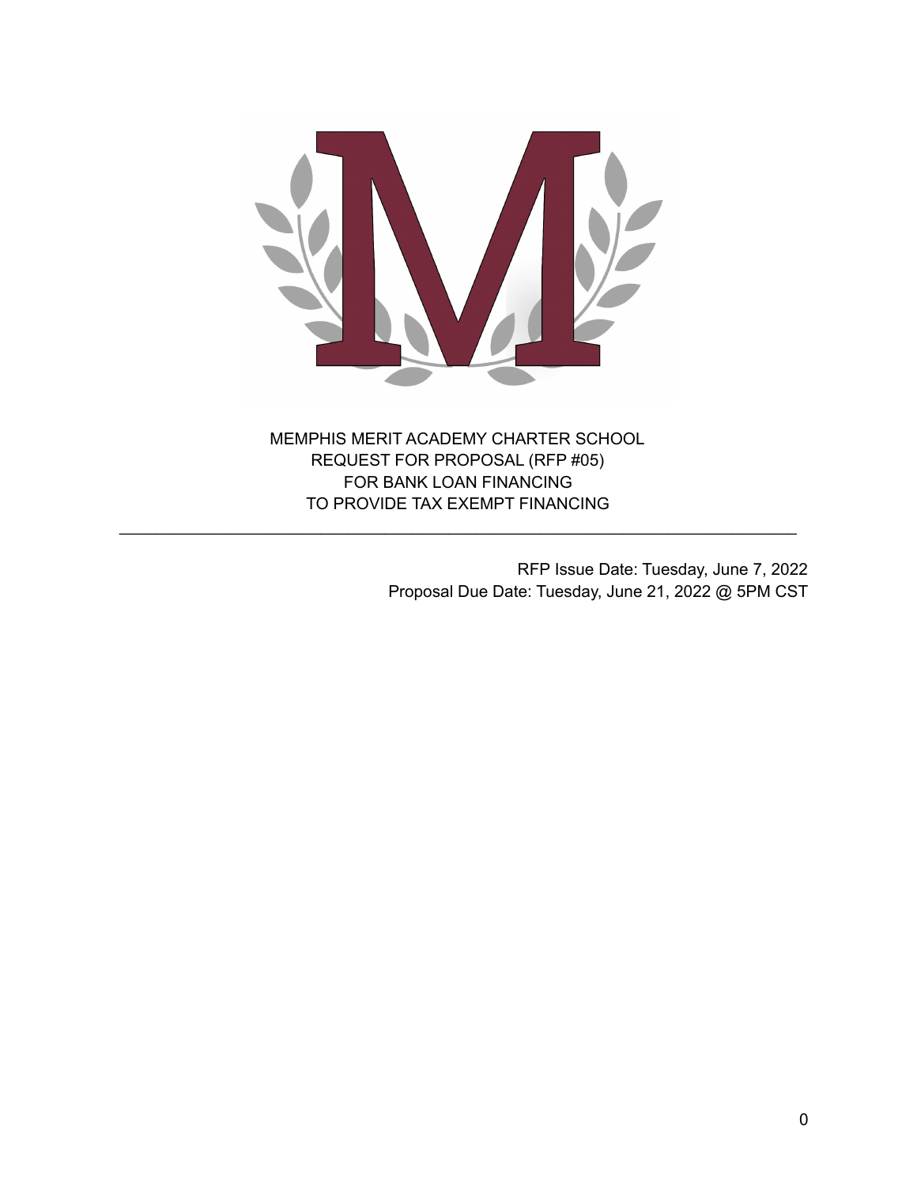MEMPHIS MERIT ACADEMY CHARTER SCHOOL
REQUEST FOR PROPOSAL (RFP #05)
FOR BANK LOAN FINANCING
TO PROVIDE TAX EXEMPT FINANCING

---

RFP Issue Date: Tuesday, June 7, 2022
Proposal Due Date: Tuesday, June 21, 2022 @ 5PM CST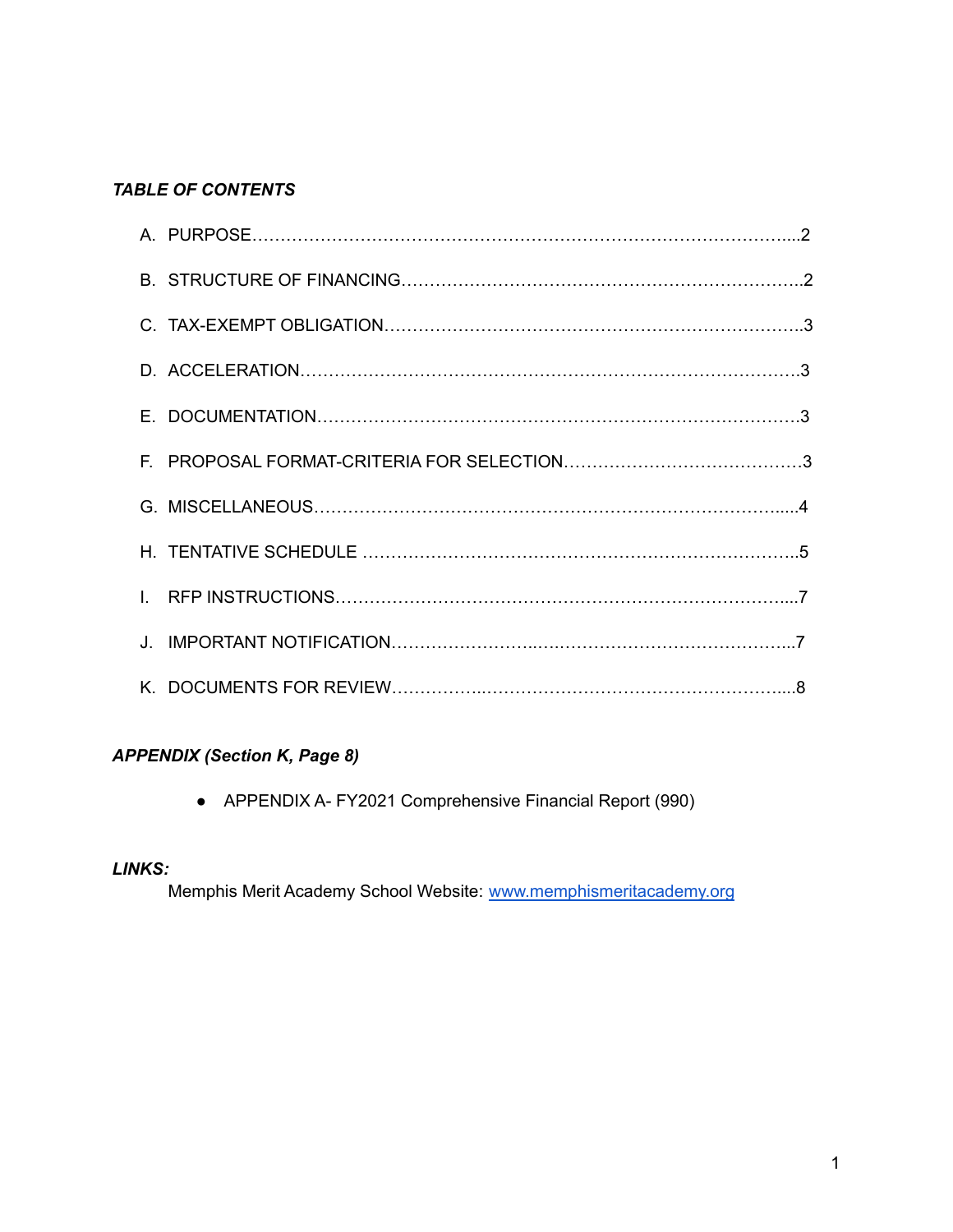***TABLE OF CONTENTS***

A. PURPOSE……………………………………………………………………………………....2

B. STRUCTURE OF FINANCING……………………………………………………………..2

C. TAX-EXEMPT OBLIGATION………………………………………………………………..3

D. ACCELERATION……………………………………………………………………………3

E. DOCUMENTATION…………………………………………………………………………3

F. PROPOSAL FORMAT-CRITERIA FOR SELECTION…………………………………….3

G. MISCELLANEOUS……………………………………………………………………….....4

H. TENTATIVE SCHEDULE …………………………………………………………………..5

I. RFP INSTRUCTIONS……………………………………………………………………....7

J. IMPORTANT NOTIFICATION……………………..….…………………………………...7

K. DOCUMENTS FOR REVIEW……………..……………………………………………....8

***APPENDIX (Section K, Page 8)***

- APPENDIX A- FY2021 Comprehensive Financial Report (990)

***LINKS:***

Memphis Merit Academy School Website: [www.memphismeritacademy.org](http://www.memphismeritacademy.org)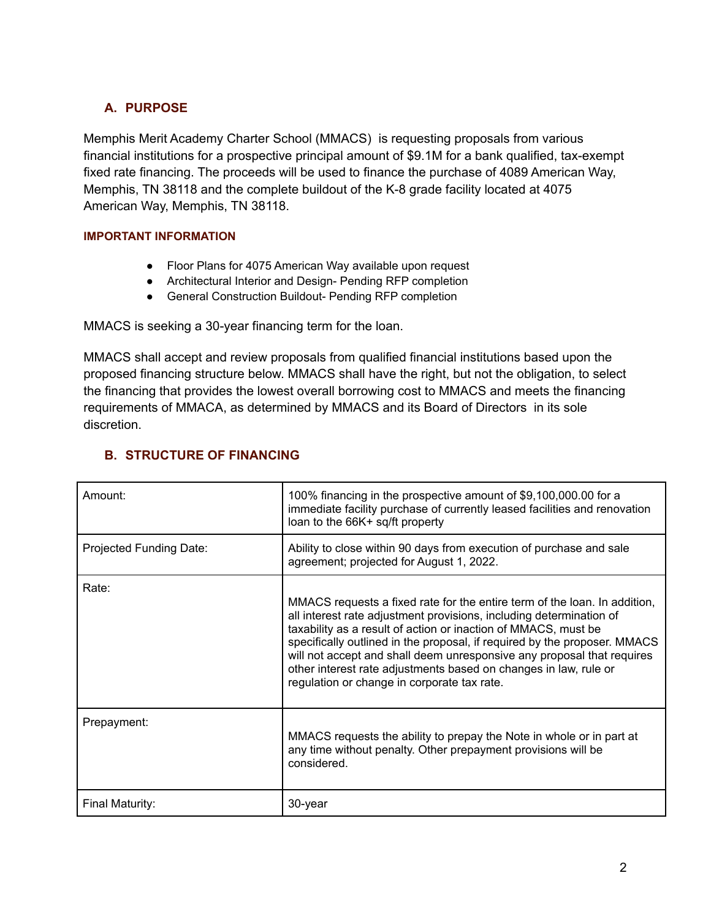## A. PURPOSE

Memphis Merit Academy Charter School (MMACS) is requesting proposals from various financial institutions for a prospective principal amount of $9.1M for a bank qualified, tax-exempt fixed rate financing. The proceeds will be used to finance the purchase of 4089 American Way, Memphis, TN 38118 and the complete buildout of the K-8 grade facility located at 4075 American Way, Memphis, TN 38118.

#### IMPORTANT INFORMATION

- Floor Plans for 4075 American Way available upon request
- Architectural Interior and Design- Pending RFP completion
- General Construction Buildout- Pending RFP completion

MMACS is seeking a 30-year financing term for the loan.

MMACS shall accept and review proposals from qualified financial institutions based upon the proposed financing structure below. MMACS shall have the right, but not the obligation, to select the financing that provides the lowest overall borrowing cost to MMACS and meets the financing requirements of MMACA, as determined by MMACS and its Board of Directors in its sole discretion.

## B. STRUCTURE OF FINANCING

| | |
|---|---|
| Amount: | 100% financing in the prospective amount of $9,100,000.00 for a immediate facility purchase of currently leased facilities and renovation loan to the 66K+ sq/ft property |
| Projected Funding Date: | Ability to close within 90 days from execution of purchase and sale agreement; projected for August 1, 2022. |
| Rate: | MMACS requests a fixed rate for the entire term of the loan. In addition, all interest rate adjustment provisions, including determination of taxability as a result of action or inaction of MMACS, must be specifically outlined in the proposal, if required by the proposer. MMACS will not accept and shall deem unresponsive any proposal that requires other interest rate adjustments based on changes in law, rule or regulation or change in corporate tax rate. |
| Prepayment: | MMACS requests the ability to prepay the Note in whole or in part at any time without penalty. Other prepayment provisions will be considered. |
| Final Maturity: | 30-year |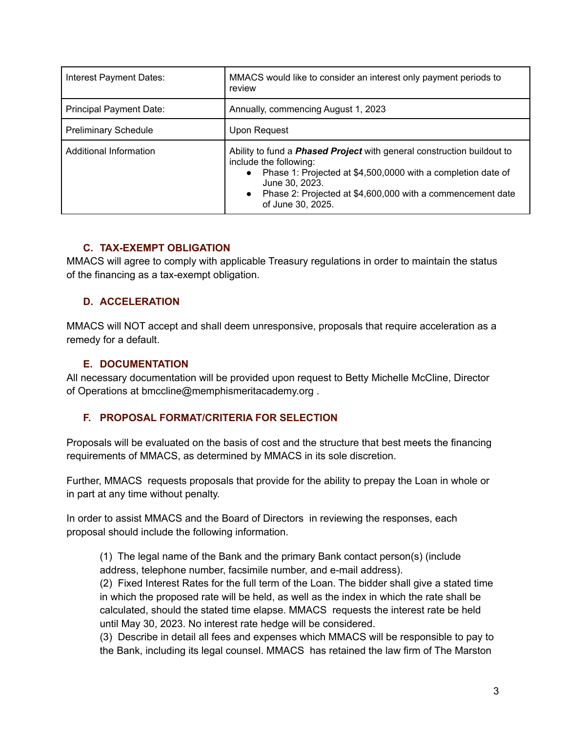| | |
|---|---|
| Interest Payment Dates: | MMACS would like to consider an interest only payment periods to review |
| Principal Payment Date: | Annually, commencing August 1, 2023 |
| Preliminary Schedule | Upon Request |
| Additional Information | Ability to fund a ***Phased Project*** with general construction buildout to include the following:<br>• Phase 1: Projected at $4,500,0000 with a completion date of June 30, 2023.<br>• Phase 2: Projected at $4,600,000 with a commencement date of June 30, 2025. |

### C. TAX-EXEMPT OBLIGATION

MMACS will agree to comply with applicable Treasury regulations in order to maintain the status of the financing as a tax-exempt obligation.

### D. ACCELERATION

MMACS will NOT accept and shall deem unresponsive, proposals that require acceleration as a remedy for a default.

### E. DOCUMENTATION

All necessary documentation will be provided upon request to Betty Michelle McCline, Director of Operations at bmccline@memphismeritacademy.org .

### F. PROPOSAL FORMAT/CRITERIA FOR SELECTION

Proposals will be evaluated on the basis of cost and the structure that best meets the financing requirements of MMACS, as determined by MMACS in its sole discretion.

Further, MMACS requests proposals that provide for the ability to prepay the Loan in whole or in part at any time without penalty.

In order to assist MMACS and the Board of Directors in reviewing the responses, each proposal should include the following information.

(1) The legal name of the Bank and the primary Bank contact person(s) (include address, telephone number, facsimile number, and e-mail address).
(2) Fixed Interest Rates for the full term of the Loan. The bidder shall give a stated time in which the proposed rate will be held, as well as the index in which the rate shall be calculated, should the stated time elapse. MMACS requests the interest rate be held until May 30, 2023. No interest rate hedge will be considered.
(3) Describe in detail all fees and expenses which MMACS will be responsible to pay to the Bank, including its legal counsel. MMACS has retained the law firm of The Marston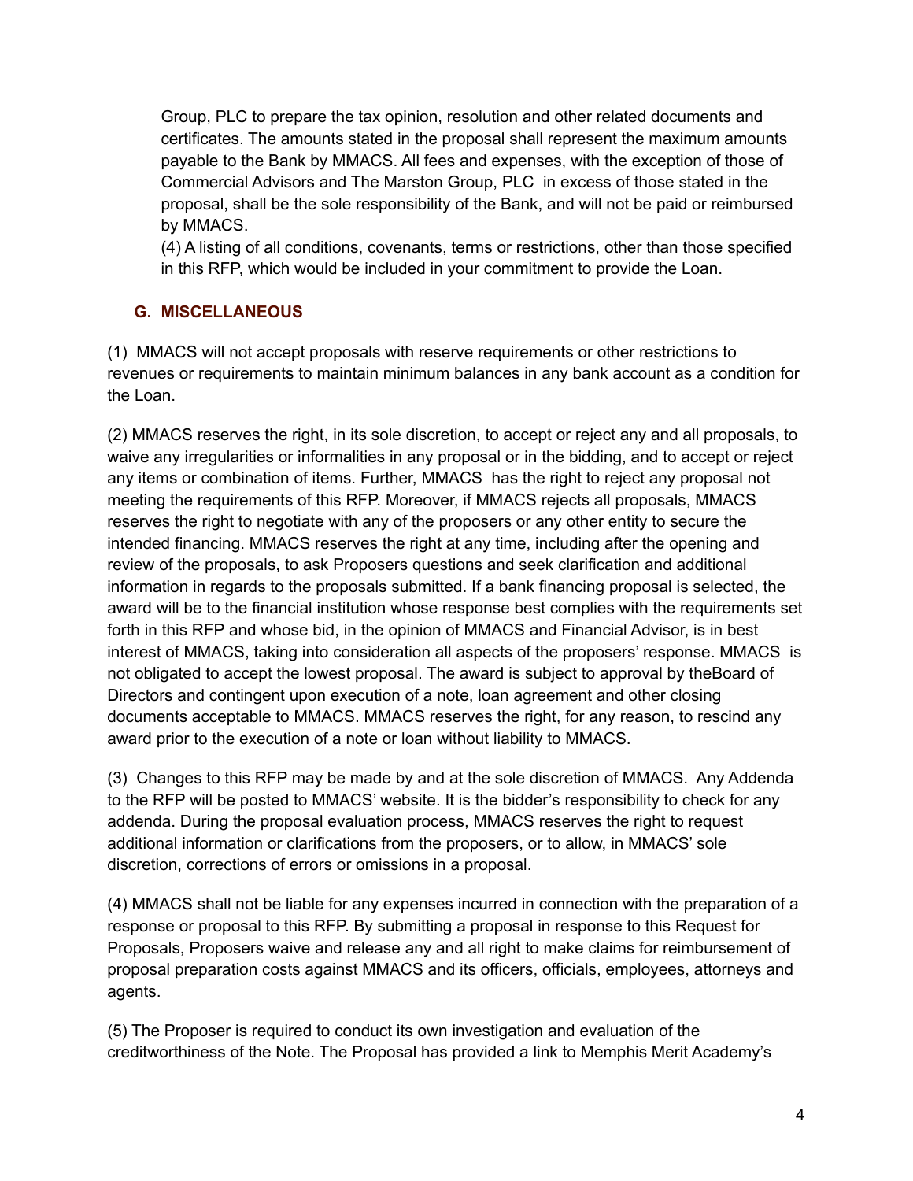Group, PLC to prepare the tax opinion, resolution and other related documents and certificates. The amounts stated in the proposal shall represent the maximum amounts payable to the Bank by MMACS. All fees and expenses, with the exception of those of Commercial Advisors and The Marston Group, PLC in excess of those stated in the proposal, shall be the sole responsibility of the Bank, and will not be paid or reimbursed by MMACS.

(4) A listing of all conditions, covenants, terms or restrictions, other than those specified in this RFP, which would be included in your commitment to provide the Loan.

## G. MISCELLANEOUS

(1) MMACS will not accept proposals with reserve requirements or other restrictions to revenues or requirements to maintain minimum balances in any bank account as a condition for the Loan.

(2) MMACS reserves the right, in its sole discretion, to accept or reject any and all proposals, to waive any irregularities or informalities in any proposal or in the bidding, and to accept or reject any items or combination of items. Further, MMACS has the right to reject any proposal not meeting the requirements of this RFP. Moreover, if MMACS rejects all proposals, MMACS reserves the right to negotiate with any of the proposers or any other entity to secure the intended financing. MMACS reserves the right at any time, including after the opening and review of the proposals, to ask Proposers questions and seek clarification and additional information in regards to the proposals submitted. If a bank financing proposal is selected, the award will be to the financial institution whose response best complies with the requirements set forth in this RFP and whose bid, in the opinion of MMACS and Financial Advisor, is in best interest of MMACS, taking into consideration all aspects of the proposers' response. MMACS is not obligated to accept the lowest proposal. The award is subject to approval by theBoard of Directors and contingent upon execution of a note, loan agreement and other closing documents acceptable to MMACS. MMACS reserves the right, for any reason, to rescind any award prior to the execution of a note or loan without liability to MMACS.

(3) Changes to this RFP may be made by and at the sole discretion of MMACS. Any Addenda to the RFP will be posted to MMACS' website. It is the bidder's responsibility to check for any addenda. During the proposal evaluation process, MMACS reserves the right to request additional information or clarifications from the proposers, or to allow, in MMACS' sole discretion, corrections of errors or omissions in a proposal.

(4) MMACS shall not be liable for any expenses incurred in connection with the preparation of a response or proposal to this RFP. By submitting a proposal in response to this Request for Proposals, Proposers waive and release any and all right to make claims for reimbursement of proposal preparation costs against MMACS and its officers, officials, employees, attorneys and agents.

(5) The Proposer is required to conduct its own investigation and evaluation of the creditworthiness of the Note. The Proposal has provided a link to Memphis Merit Academy's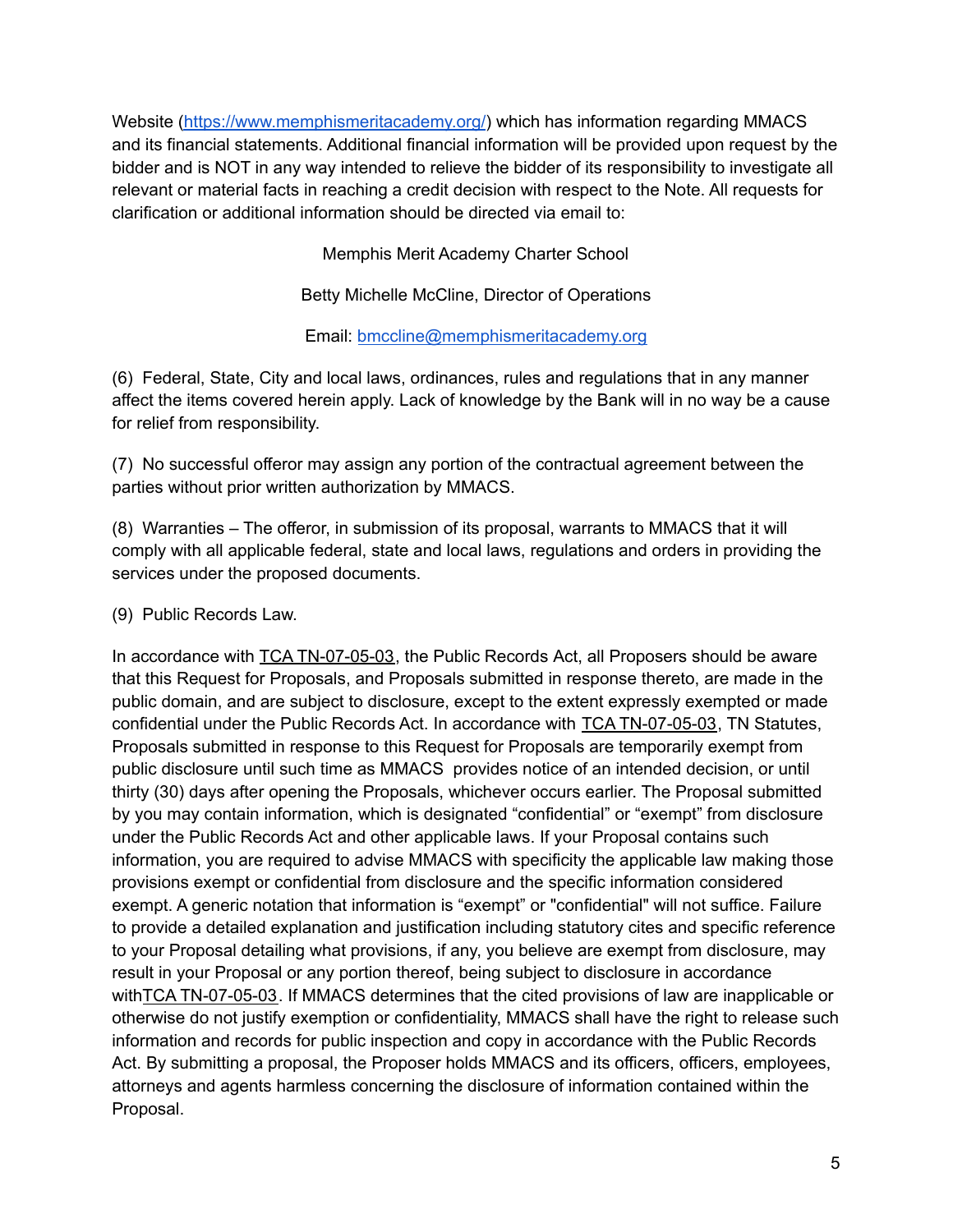Website ([https://www.memphismeritacademy.org/](https://www.memphismeritacademy.org/)) which has information regarding MMACS and its financial statements. Additional financial information will be provided upon request by the bidder and is NOT in any way intended to relieve the bidder of its responsibility to investigate all relevant or material facts in reaching a credit decision with respect to the Note. All requests for clarification or additional information should be directed via email to:

Memphis Merit Academy Charter School

Betty Michelle McCline, Director of Operations

Email: [bmccline@memphismeritacademy.org](mailto:bmccline@memphismeritacademy.org)

(6) Federal, State, City and local laws, ordinances, rules and regulations that in any manner affect the items covered herein apply. Lack of knowledge by the Bank will in no way be a cause for relief from responsibility.

(7) No successful offeror may assign any portion of the contractual agreement between the parties without prior written authorization by MMACS.

(8) Warranties – The offeror, in submission of its proposal, warrants to MMACS that it will comply with all applicable federal, state and local laws, regulations and orders in providing the services under the proposed documents.

(9) Public Records Law.

In accordance with TCA TN-07-05-03, the Public Records Act, all Proposers should be aware that this Request for Proposals, and Proposals submitted in response thereto, are made in the public domain, and are subject to disclosure, except to the extent expressly exempted or made confidential under the Public Records Act. In accordance with TCA TN-07-05-03, TN Statutes, Proposals submitted in response to this Request for Proposals are temporarily exempt from public disclosure until such time as MMACS provides notice of an intended decision, or until thirty (30) days after opening the Proposals, whichever occurs earlier. The Proposal submitted by you may contain information, which is designated "confidential" or "exempt" from disclosure under the Public Records Act and other applicable laws. If your Proposal contains such information, you are required to advise MMACS with specificity the applicable law making those provisions exempt or confidential from disclosure and the specific information considered exempt. A generic notation that information is "exempt" or "confidential" will not suffice. Failure to provide a detailed explanation and justification including statutory cites and specific reference to your Proposal detailing what provisions, if any, you believe are exempt from disclosure, may result in your Proposal or any portion thereof, being subject to disclosure in accordance withTCA TN-07-05-03. If MMACS determines that the cited provisions of law are inapplicable or otherwise do not justify exemption or confidentiality, MMACS shall have the right to release such information and records for public inspection and copy in accordance with the Public Records Act. By submitting a proposal, the Proposer holds MMACS and its officers, officers, employees, attorneys and agents harmless concerning the disclosure of information contained within the Proposal.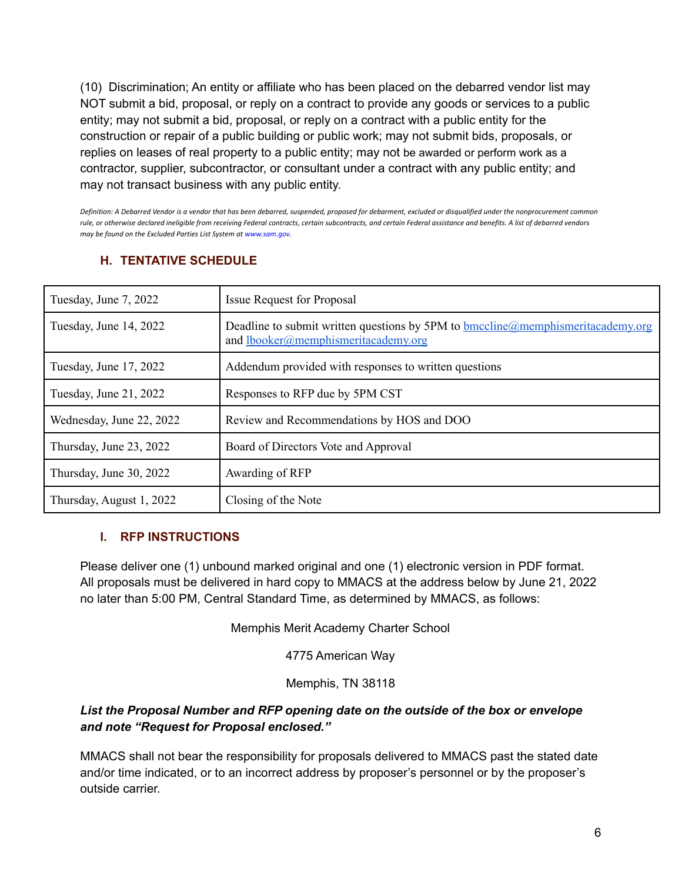(10) Discrimination; An entity or affiliate who has been placed on the debarred vendor list may NOT submit a bid, proposal, or reply on a contract to provide any goods or services to a public entity; may not submit a bid, proposal, or reply on a contract with a public entity for the construction or repair of a public building or public work; may not submit bids, proposals, or replies on leases of real property to a public entity; may not be awarded or perform work as a contractor, supplier, subcontractor, or consultant under a contract with any public entity; and may not transact business with any public entity.

*Definition: A Debarred Vendor is a vendor that has been debarred, suspended, proposed for debarment, excluded or disqualified under the nonprocurement common rule, or otherwise declared ineligible from receiving Federal contracts, certain subcontracts, and certain Federal assistance and benefits. A list of debarred vendors may be found on the Excluded Parties List System at www.sam.gov.*

## H. TENTATIVE SCHEDULE

| | |
|---|---|
| Tuesday, June 7, 2022 | Issue Request for Proposal |
| Tuesday, June 14, 2022 | Deadline to submit written questions by 5PM to bmccline@memphismeritacademy.org and lbooker@memphismeritacademy.org |
| Tuesday, June 17, 2022 | Addendum provided with responses to written questions |
| Tuesday, June 21, 2022 | Responses to RFP due by 5PM CST |
| Wednesday, June 22, 2022 | Review and Recommendations by HOS and DOO |
| Thursday, June 23, 2022 | Board of Directors Vote and Approval |
| Thursday, June 30, 2022 | Awarding of RFP |
| Thursday, August 1, 2022 | Closing of the Note |

## I. RFP INSTRUCTIONS

Please deliver one (1) unbound marked original and one (1) electronic version in PDF format. All proposals must be delivered in hard copy to MMACS at the address below by June 21, 2022 no later than 5:00 PM, Central Standard Time, as determined by MMACS, as follows:

Memphis Merit Academy Charter School

4775 American Way

Memphis, TN 38118

***List the Proposal Number and RFP opening date on the outside of the box or envelope and note "Request for Proposal enclosed."***

MMACS shall not bear the responsibility for proposals delivered to MMACS past the stated date and/or time indicated, or to an incorrect address by proposer's personnel or by the proposer's outside carrier.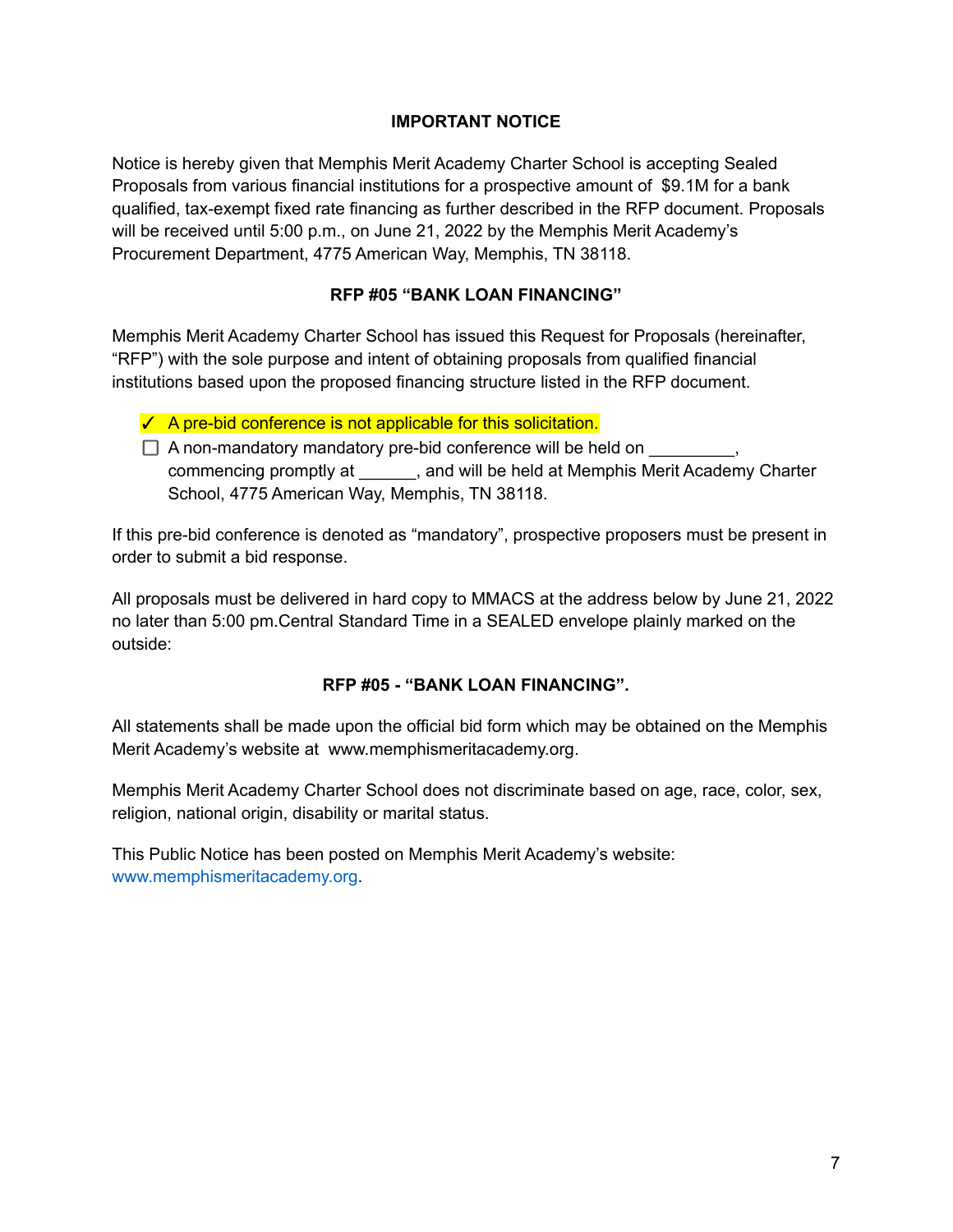**IMPORTANT NOTICE**

Notice is hereby given that Memphis Merit Academy Charter School is accepting Sealed Proposals from various financial institutions for a prospective amount of $9.1M for a bank qualified, tax-exempt fixed rate financing as further described in the RFP document. Proposals will be received until 5:00 p.m., on June 21, 2022 by the Memphis Merit Academy's Procurement Department, 4775 American Way, Memphis, TN 38118.

**RFP #05 "BANK LOAN FINANCING"**

Memphis Merit Academy Charter School has issued this Request for Proposals (hereinafter, "RFP") with the sole purpose and intent of obtaining proposals from qualified financial institutions based upon the proposed financing structure listed in the RFP document.

- ✓ A pre-bid conference is not applicable for this solicitation.
- ☐ A non-mandatory mandatory pre-bid conference will be held on _________, commencing promptly at ______, and will be held at Memphis Merit Academy Charter School, 4775 American Way, Memphis, TN 38118.

If this pre-bid conference is denoted as "mandatory", prospective proposers must be present in order to submit a bid response.

All proposals must be delivered in hard copy to MMACS at the address below by June 21, 2022 no later than 5:00 pm.Central Standard Time in a SEALED envelope plainly marked on the outside:

**RFP #05 - "BANK LOAN FINANCING".**

All statements shall be made upon the official bid form which may be obtained on the Memphis Merit Academy's website at www.memphismeritacademy.org.

Memphis Merit Academy Charter School does not discriminate based on age, race, color, sex, religion, national origin, disability or marital status.

This Public Notice has been posted on Memphis Merit Academy's website: www.memphismeritacademy.org.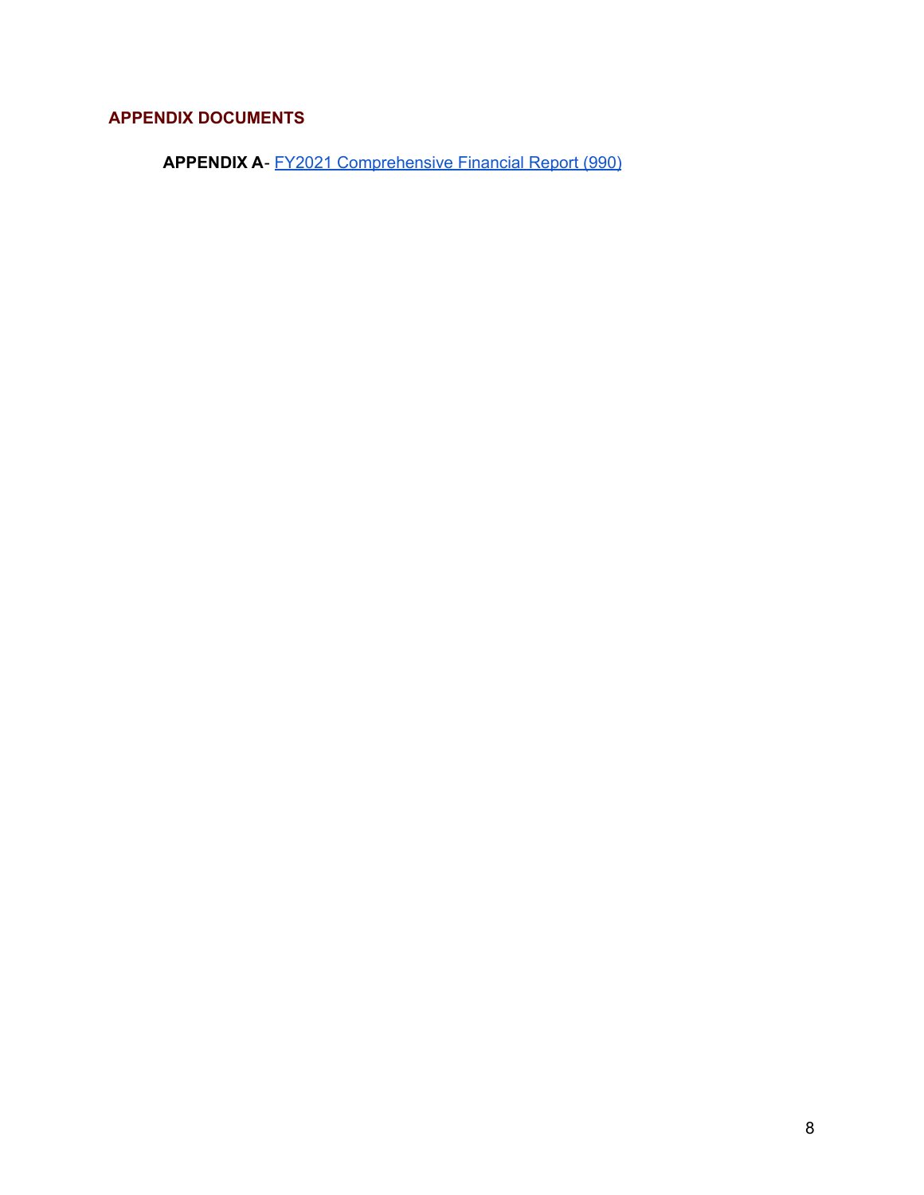## APPENDIX DOCUMENTS

**APPENDIX A**- FY2021 Comprehensive Financial Report (990)